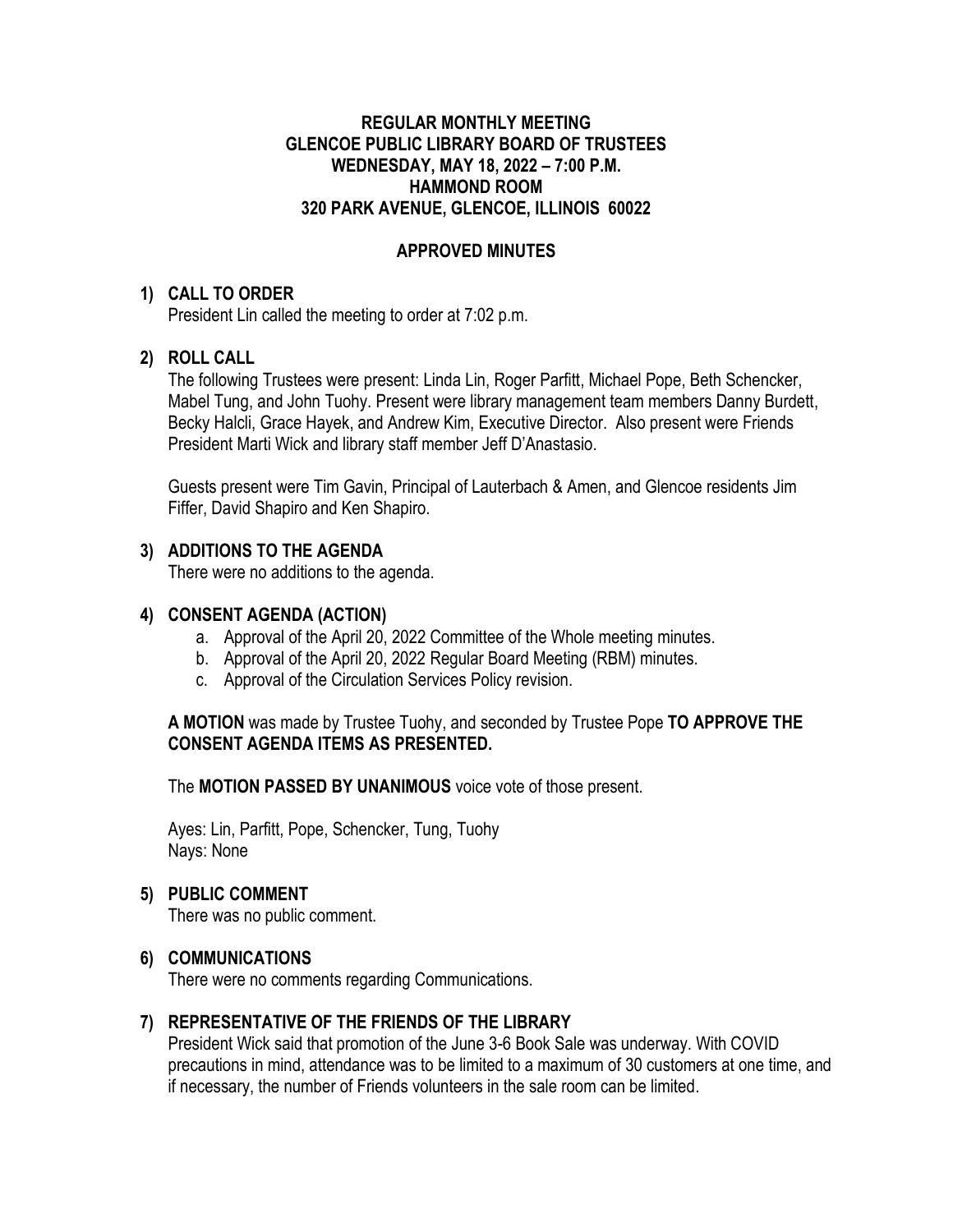**REGULAR MONTHLY MEETING**
**GLENCOE PUBLIC LIBRARY BOARD OF TRUSTEES**
**WEDNESDAY, MAY 18, 2022 – 7:00 P.M.**
**HAMMOND ROOM**
**320 PARK AVENUE, GLENCOE, ILLINOIS 60022**

**APPROVED MINUTES**

## 1) CALL TO ORDER

President Lin called the meeting to order at 7:02 p.m.

## 2) ROLL CALL

The following Trustees were present: Linda Lin, Roger Parfitt, Michael Pope, Beth Schencker, Mabel Tung, and John Tuohy. Present were library management team members Danny Burdett, Becky Halcli, Grace Hayek, and Andrew Kim, Executive Director. Also present were Friends President Marti Wick and library staff member Jeff D'Anastasio.

Guests present were Tim Gavin, Principal of Lauterbach & Amen, and Glencoe residents Jim Fiffer, David Shapiro and Ken Shapiro.

## 3) ADDITIONS TO THE AGENDA

There were no additions to the agenda.

## 4) CONSENT AGENDA (ACTION)

a. Approval of the April 20, 2022 Committee of the Whole meeting minutes.
b. Approval of the April 20, 2022 Regular Board Meeting (RBM) minutes.
c. Approval of the Circulation Services Policy revision.

**A MOTION** was made by Trustee Tuohy, and seconded by Trustee Pope **TO APPROVE THE CONSENT AGENDA ITEMS AS PRESENTED.**

The **MOTION PASSED BY UNANIMOUS** voice vote of those present.

Ayes: Lin, Parfitt, Pope, Schencker, Tung, Tuohy
Nays: None

## 5) PUBLIC COMMENT

There was no public comment.

## 6) COMMUNICATIONS

There were no comments regarding Communications.

## 7) REPRESENTATIVE OF THE FRIENDS OF THE LIBRARY

President Wick said that promotion of the June 3-6 Book Sale was underway. With COVID precautions in mind, attendance was to be limited to a maximum of 30 customers at one time, and if necessary, the number of Friends volunteers in the sale room can be limited.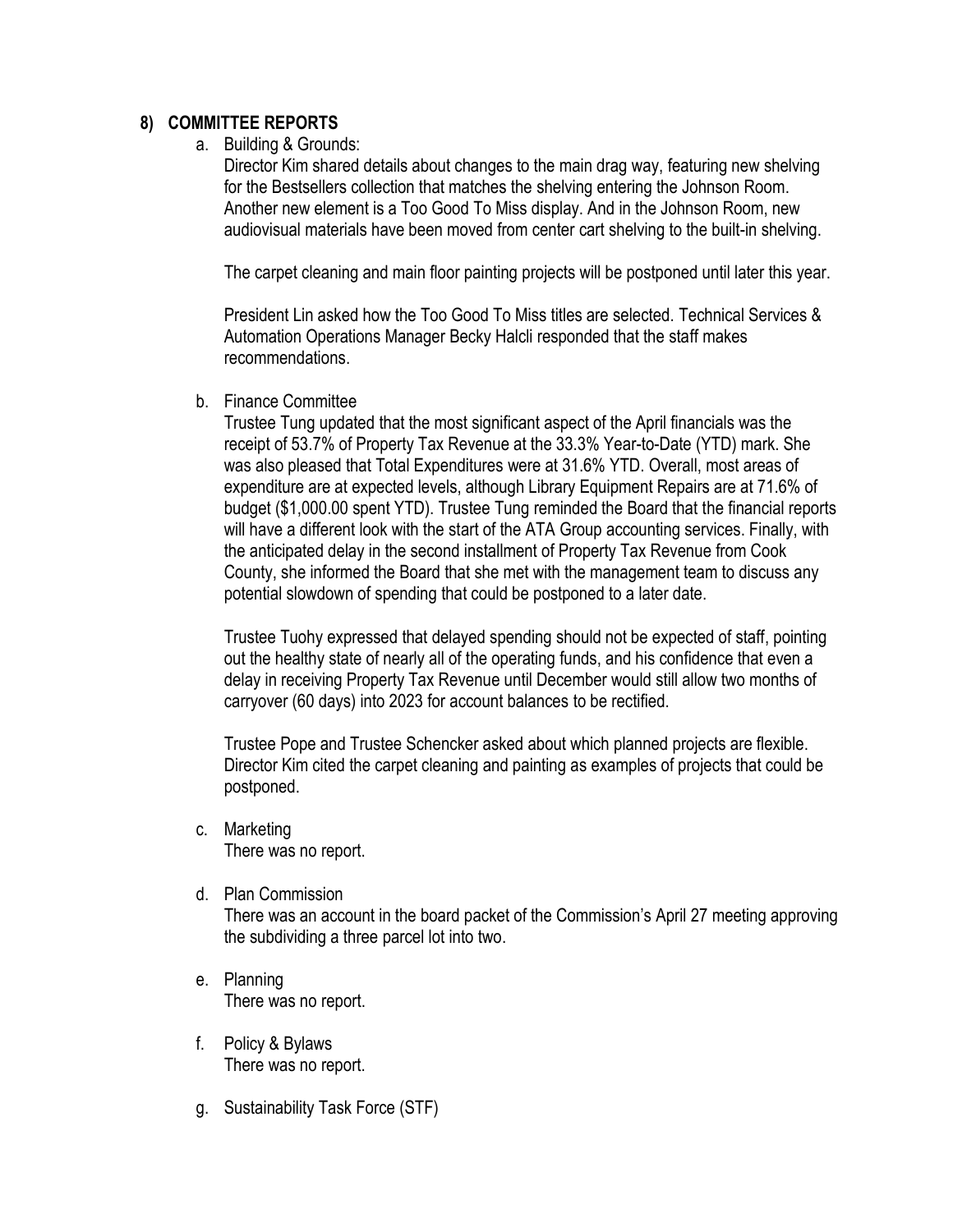## 8) COMMITTEE REPORTS

a. Building & Grounds:

   Director Kim shared details about changes to the main drag way, featuring new shelving for the Bestsellers collection that matches the shelving entering the Johnson Room. Another new element is a Too Good To Miss display. And in the Johnson Room, new audiovisual materials have been moved from center cart shelving to the built-in shelving.

   The carpet cleaning and main floor painting projects will be postponed until later this year.

   President Lin asked how the Too Good To Miss titles are selected. Technical Services & Automation Operations Manager Becky Halcli responded that the staff makes recommendations.

b. Finance Committee

   Trustee Tung updated that the most significant aspect of the April financials was the receipt of 53.7% of Property Tax Revenue at the 33.3% Year-to-Date (YTD) mark. She was also pleased that Total Expenditures were at 31.6% YTD. Overall, most areas of expenditure are at expected levels, although Library Equipment Repairs are at 71.6% of budget ($1,000.00 spent YTD). Trustee Tung reminded the Board that the financial reports will have a different look with the start of the ATA Group accounting services. Finally, with the anticipated delay in the second installment of Property Tax Revenue from Cook County, she informed the Board that she met with the management team to discuss any potential slowdown of spending that could be postponed to a later date.

   Trustee Tuohy expressed that delayed spending should not be expected of staff, pointing out the healthy state of nearly all of the operating funds, and his confidence that even a delay in receiving Property Tax Revenue until December would still allow two months of carryover (60 days) into 2023 for account balances to be rectified.

   Trustee Pope and Trustee Schencker asked about which planned projects are flexible. Director Kim cited the carpet cleaning and painting as examples of projects that could be postponed.

c. Marketing

   There was no report.

d. Plan Commission

   There was an account in the board packet of the Commission's April 27 meeting approving the subdividing a three parcel lot into two.

e. Planning

   There was no report.

f. Policy & Bylaws

   There was no report.

g. Sustainability Task Force (STF)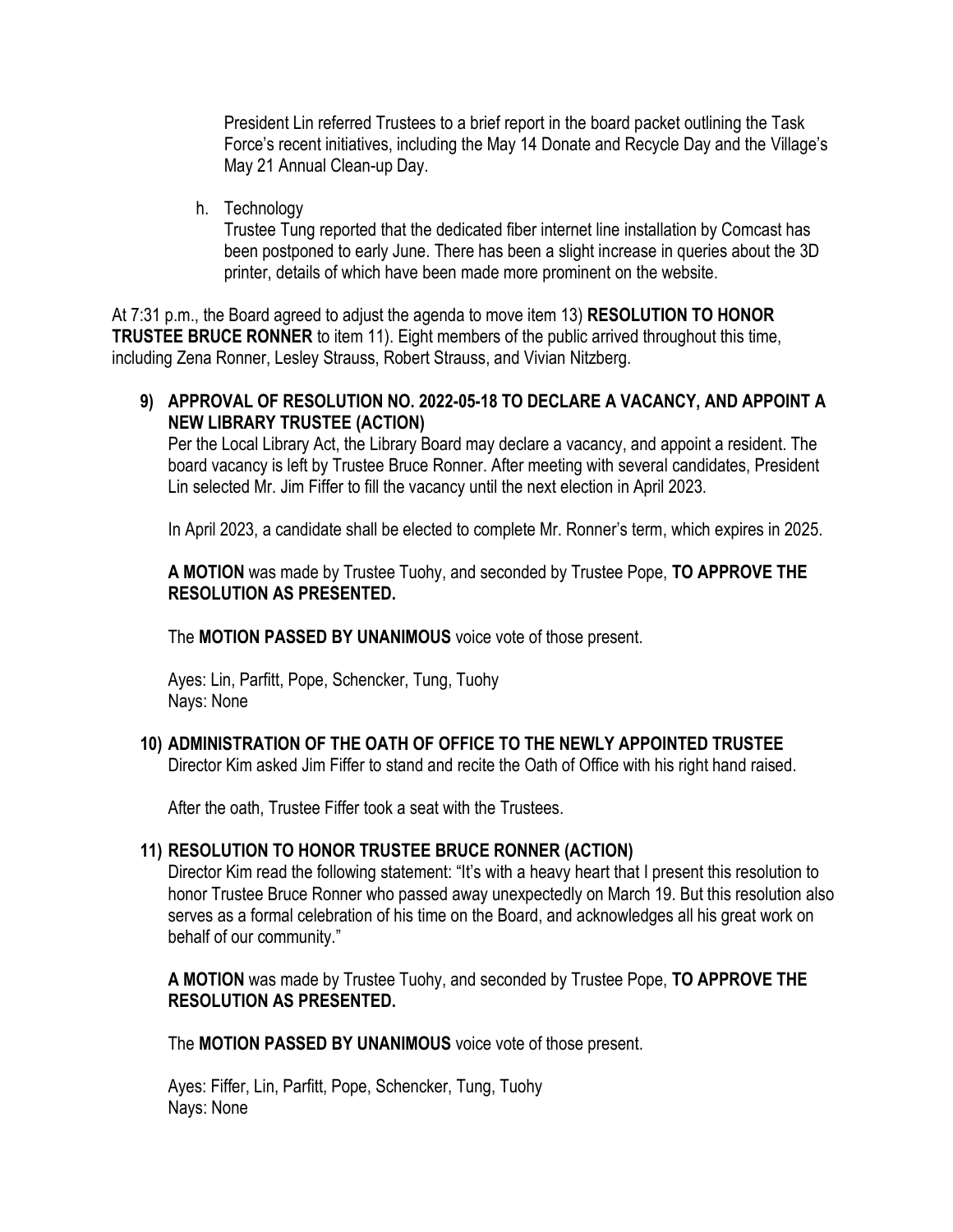President Lin referred Trustees to a brief report in the board packet outlining the Task Force's recent initiatives, including the May 14 Donate and Recycle Day and the Village's May 21 Annual Clean-up Day.

h. Technology

Trustee Tung reported that the dedicated fiber internet line installation by Comcast has been postponed to early June. There has been a slight increase in queries about the 3D printer, details of which have been made more prominent on the website.

At 7:31 p.m., the Board agreed to adjust the agenda to move item 13) **RESOLUTION TO HONOR TRUSTEE BRUCE RONNER** to item 11). Eight members of the public arrived throughout this time, including Zena Ronner, Lesley Strauss, Robert Strauss, and Vivian Nitzberg.

**9) APPROVAL OF RESOLUTION NO. 2022-05-18 TO DECLARE A VACANCY, AND APPOINT A NEW LIBRARY TRUSTEE (ACTION)**

Per the Local Library Act, the Library Board may declare a vacancy, and appoint a resident. The board vacancy is left by Trustee Bruce Ronner. After meeting with several candidates, President Lin selected Mr. Jim Fiffer to fill the vacancy until the next election in April 2023.

In April 2023, a candidate shall be elected to complete Mr. Ronner's term, which expires in 2025.

**A MOTION** was made by Trustee Tuohy, and seconded by Trustee Pope, **TO APPROVE THE RESOLUTION AS PRESENTED.**

The **MOTION PASSED BY UNANIMOUS** voice vote of those present.

Ayes: Lin, Parfitt, Pope, Schencker, Tung, Tuohy
Nays: None

**10) ADMINISTRATION OF THE OATH OF OFFICE TO THE NEWLY APPOINTED TRUSTEE**

Director Kim asked Jim Fiffer to stand and recite the Oath of Office with his right hand raised.

After the oath, Trustee Fiffer took a seat with the Trustees.

**11) RESOLUTION TO HONOR TRUSTEE BRUCE RONNER (ACTION)**

Director Kim read the following statement: "It's with a heavy heart that I present this resolution to honor Trustee Bruce Ronner who passed away unexpectedly on March 19. But this resolution also serves as a formal celebration of his time on the Board, and acknowledges all his great work on behalf of our community."

**A MOTION** was made by Trustee Tuohy, and seconded by Trustee Pope, **TO APPROVE THE RESOLUTION AS PRESENTED.**

The **MOTION PASSED BY UNANIMOUS** voice vote of those present.

Ayes: Fiffer, Lin, Parfitt, Pope, Schencker, Tung, Tuohy
Nays: None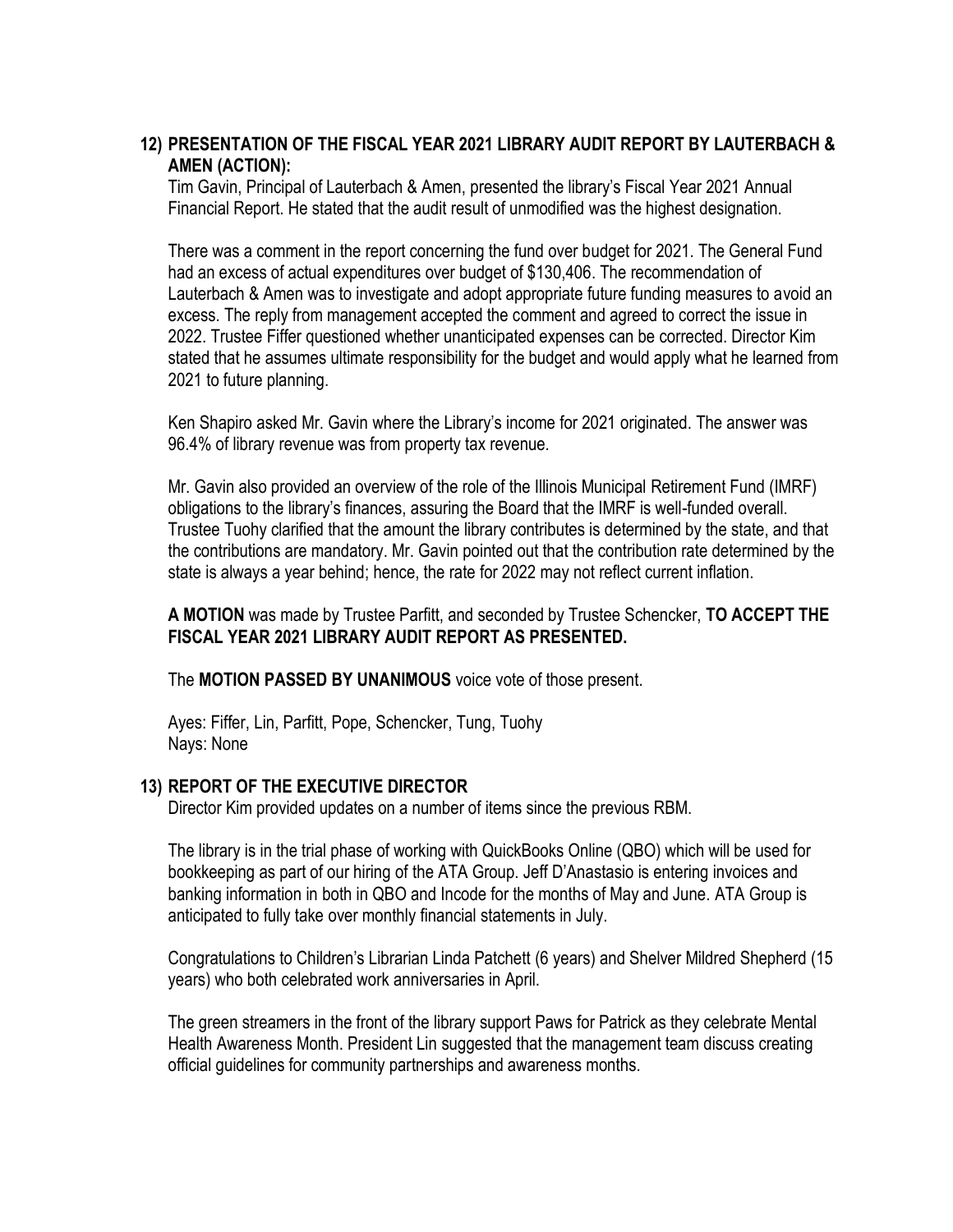## 12) PRESENTATION OF THE FISCAL YEAR 2021 LIBRARY AUDIT REPORT BY LAUTERBACH & AMEN (ACTION):

Tim Gavin, Principal of Lauterbach & Amen, presented the library's Fiscal Year 2021 Annual Financial Report. He stated that the audit result of unmodified was the highest designation.

There was a comment in the report concerning the fund over budget for 2021. The General Fund had an excess of actual expenditures over budget of $130,406. The recommendation of Lauterbach & Amen was to investigate and adopt appropriate future funding measures to avoid an excess. The reply from management accepted the comment and agreed to correct the issue in 2022. Trustee Fiffer questioned whether unanticipated expenses can be corrected. Director Kim stated that he assumes ultimate responsibility for the budget and would apply what he learned from 2021 to future planning.

Ken Shapiro asked Mr. Gavin where the Library's income for 2021 originated. The answer was 96.4% of library revenue was from property tax revenue.

Mr. Gavin also provided an overview of the role of the Illinois Municipal Retirement Fund (IMRF) obligations to the library's finances, assuring the Board that the IMRF is well-funded overall. Trustee Tuohy clarified that the amount the library contributes is determined by the state, and that the contributions are mandatory. Mr. Gavin pointed out that the contribution rate determined by the state is always a year behind; hence, the rate for 2022 may not reflect current inflation.

**A MOTION** was made by Trustee Parfitt, and seconded by Trustee Schencker, **TO ACCEPT THE FISCAL YEAR 2021 LIBRARY AUDIT REPORT AS PRESENTED.**

The **MOTION PASSED BY UNANIMOUS** voice vote of those present.

Ayes: Fiffer, Lin, Parfitt, Pope, Schencker, Tung, Tuohy
Nays: None

## 13) REPORT OF THE EXECUTIVE DIRECTOR

Director Kim provided updates on a number of items since the previous RBM.

The library is in the trial phase of working with QuickBooks Online (QBO) which will be used for bookkeeping as part of our hiring of the ATA Group. Jeff D'Anastasio is entering invoices and banking information in both in QBO and Incode for the months of May and June. ATA Group is anticipated to fully take over monthly financial statements in July.

Congratulations to Children's Librarian Linda Patchett (6 years) and Shelver Mildred Shepherd (15 years) who both celebrated work anniversaries in April.

The green streamers in the front of the library support Paws for Patrick as they celebrate Mental Health Awareness Month. President Lin suggested that the management team discuss creating official guidelines for community partnerships and awareness months.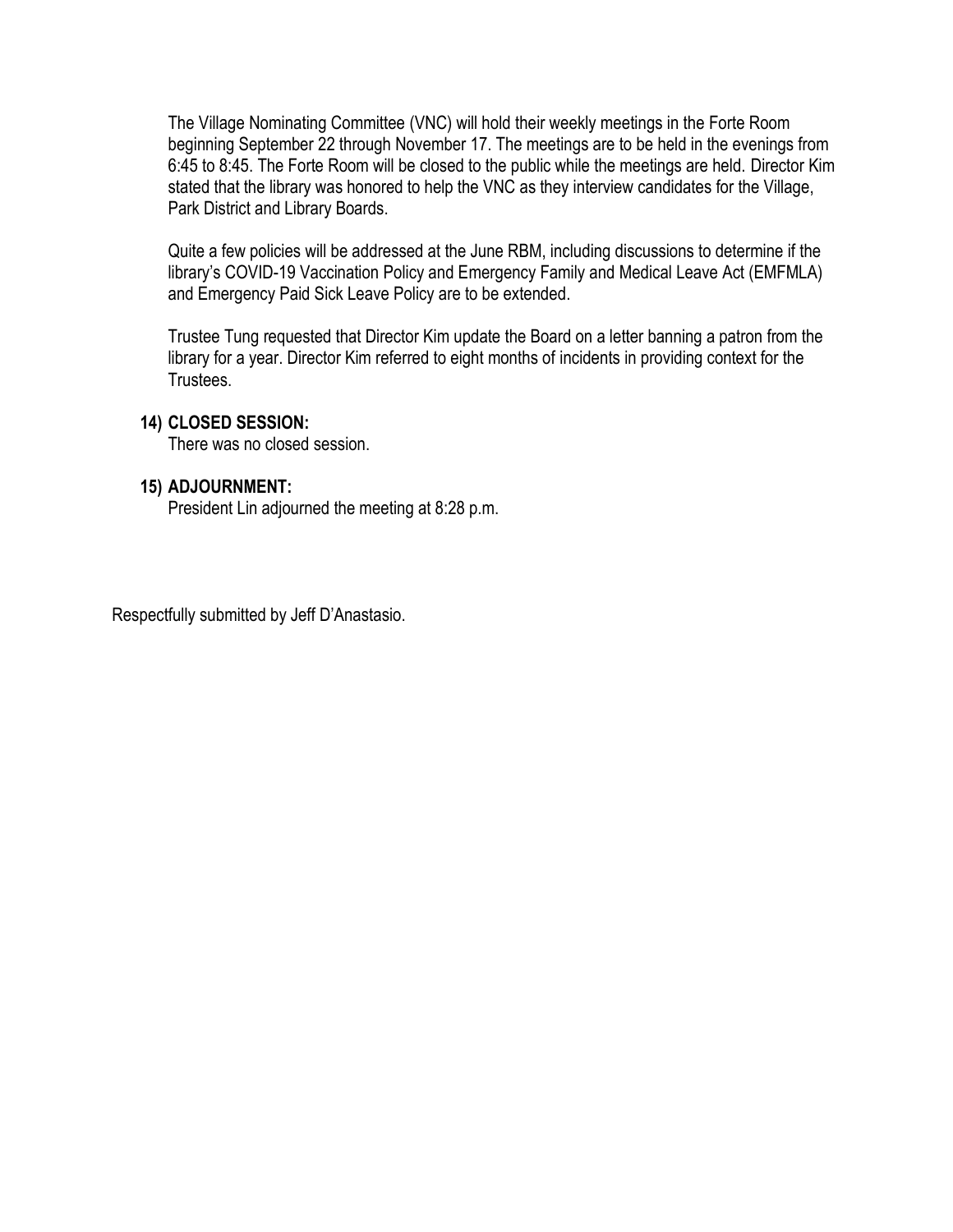The Village Nominating Committee (VNC) will hold their weekly meetings in the Forte Room beginning September 22 through November 17. The meetings are to be held in the evenings from 6:45 to 8:45. The Forte Room will be closed to the public while the meetings are held. Director Kim stated that the library was honored to help the VNC as they interview candidates for the Village, Park District and Library Boards.

Quite a few policies will be addressed at the June RBM, including discussions to determine if the library's COVID-19 Vaccination Policy and Emergency Family and Medical Leave Act (EMFMLA) and Emergency Paid Sick Leave Policy are to be extended.

Trustee Tung requested that Director Kim update the Board on a letter banning a patron from the library for a year. Director Kim referred to eight months of incidents in providing context for the Trustees.

**14) CLOSED SESSION:**

There was no closed session.

**15) ADJOURNMENT:**

President Lin adjourned the meeting at 8:28 p.m.

Respectfully submitted by Jeff D'Anastasio.